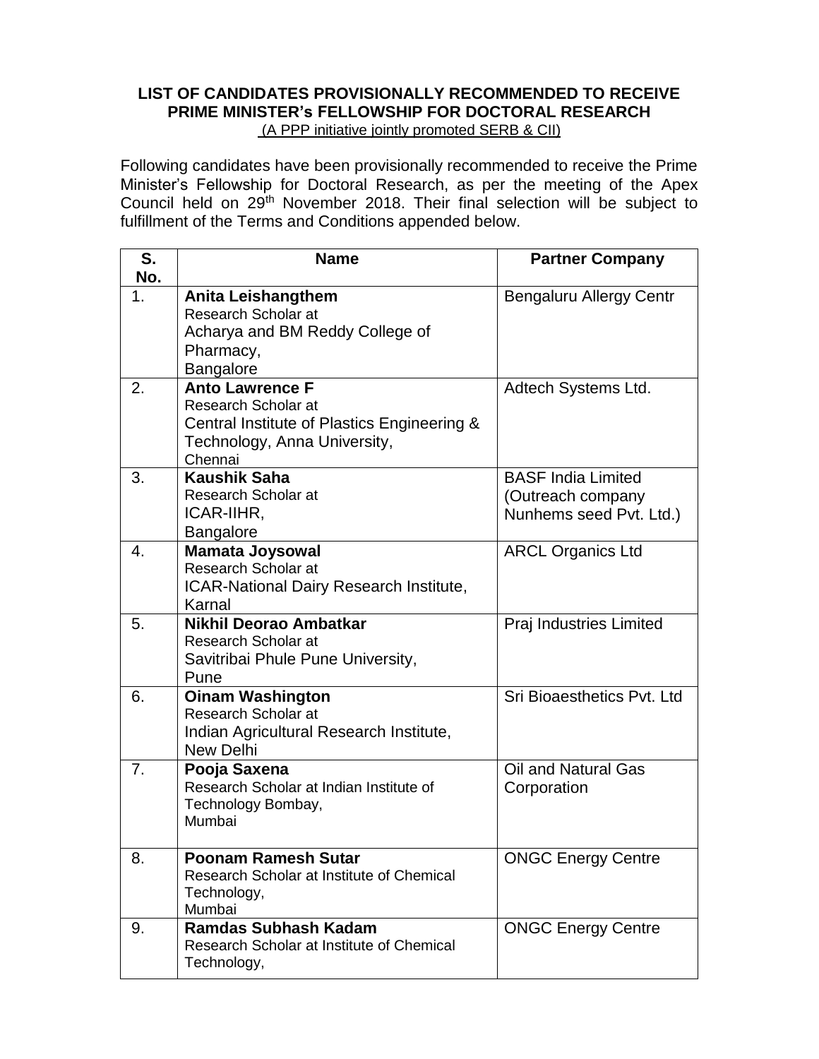**LIST OF CANDIDATES PROVISIONALLY RECOMMENDED TO RECEIVE PRIME MINISTER's FELLOWSHIP FOR DOCTORAL RESEARCH**

(A PPP initiative jointly promoted SERB & CII)

Following candidates have been provisionally recommended to receive the Prime Minister's Fellowship for Doctoral Research, as per the meeting of the Apex Council held on 29th November 2018. Their final selection will be subject to fulfillment of the Terms and Conditions appended below.

| S. No. | Name | Partner Company |
|---|---|---|
| 1. | **Anita Leishangthem**<br>Research Scholar at<br>Acharya and BM Reddy College of Pharmacy,<br>Bangalore | Bengaluru Allergy Centr |
| 2. | **Anto Lawrence F**<br>Research Scholar at<br>Central Institute of Plastics Engineering & Technology, Anna University,<br>Chennai | Adtech Systems Ltd. |
| 3. | **Kaushik Saha**<br>Research Scholar at<br>ICAR-IIHR,<br>Bangalore | BASF India Limited (Outreach company Nunhems seed Pvt. Ltd.) |
| 4. | **Mamata Joysowal**<br>Research Scholar at<br>ICAR-National Dairy Research Institute,<br>Karnal | ARCL Organics Ltd |
| 5. | **Nikhil Deorao Ambatkar**<br>Research Scholar at<br>Savitribai Phule Pune University,<br>Pune | Praj Industries Limited |
| 6. | **Oinam Washington**<br>Research Scholar at<br>Indian Agricultural Research Institute,<br>New Delhi | Sri Bioaesthetics Pvt. Ltd |
| 7. | **Pooja Saxena**<br>Research Scholar at Indian Institute of Technology Bombay,<br>Mumbai | Oil and Natural Gas Corporation |
| 8. | **Poonam Ramesh Sutar**<br>Research Scholar at Institute of Chemical Technology,<br>Mumbai | ONGC Energy Centre |
| 9. | **Ramdas Subhash Kadam**<br>Research Scholar at Institute of Chemical Technology, | ONGC Energy Centre |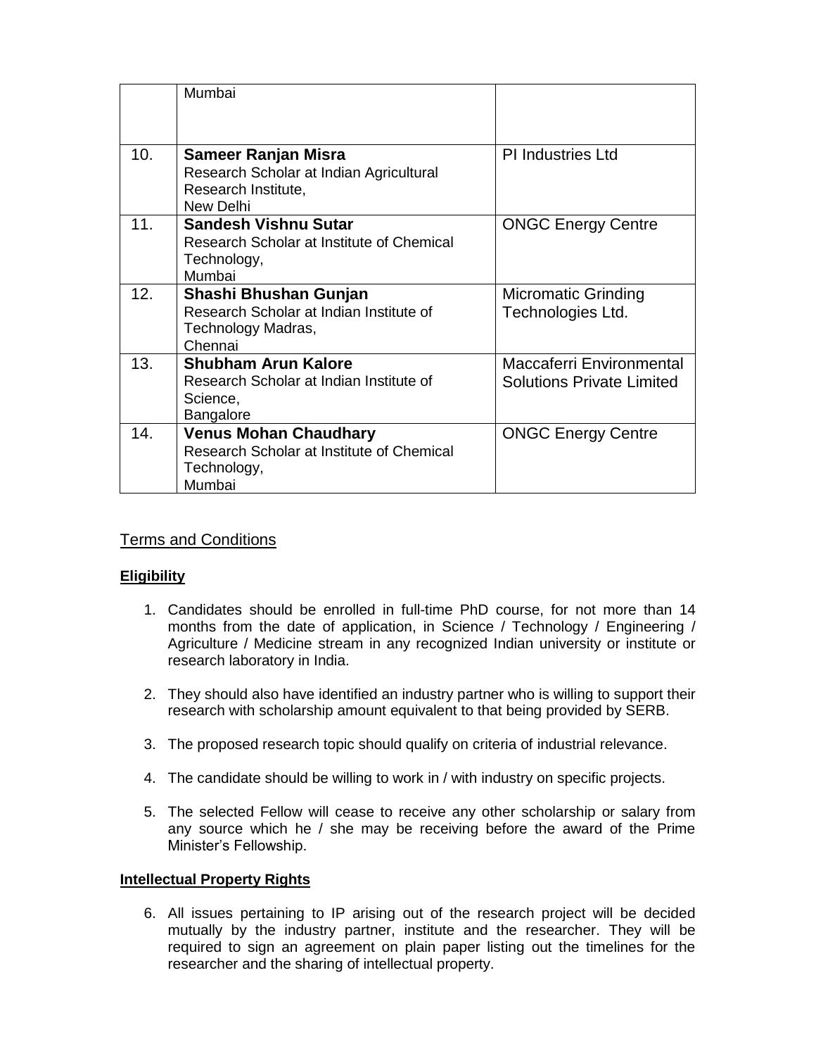|  |  |  |
|---|---|---|
|  | Mumbai |  |
| 10. | **Sameer Ranjan Misra** Research Scholar at Indian Agricultural Research Institute, New Delhi | PI Industries Ltd |
| 11. | **Sandesh Vishnu Sutar** Research Scholar at Institute of Chemical Technology, Mumbai | ONGC Energy Centre |
| 12. | **Shashi Bhushan Gunjan** Research Scholar at Indian Institute of Technology Madras, Chennai | Micromatic Grinding Technologies Ltd. |
| 13. | **Shubham Arun Kalore** Research Scholar at Indian Institute of Science, Bangalore | Maccaferri Environmental Solutions Private Limited |
| 14. | **Venus Mohan Chaudhary** Research Scholar at Institute of Chemical Technology, Mumbai | ONGC Energy Centre |

## Terms and Conditions

**Eligibility**

1. Candidates should be enrolled in full-time PhD course, for not more than 14 months from the date of application, in Science / Technology / Engineering / Agriculture / Medicine stream in any recognized Indian university or institute or research laboratory in India.

2. They should also have identified an industry partner who is willing to support their research with scholarship amount equivalent to that being provided by SERB.

3. The proposed research topic should qualify on criteria of industrial relevance.

4. The candidate should be willing to work in / with industry on specific projects.

5. The selected Fellow will cease to receive any other scholarship or salary from any source which he / she may be receiving before the award of the Prime Minister's Fellowship.

**Intellectual Property Rights**

6. All issues pertaining to IP arising out of the research project will be decided mutually by the industry partner, institute and the researcher. They will be required to sign an agreement on plain paper listing out the timelines for the researcher and the sharing of intellectual property.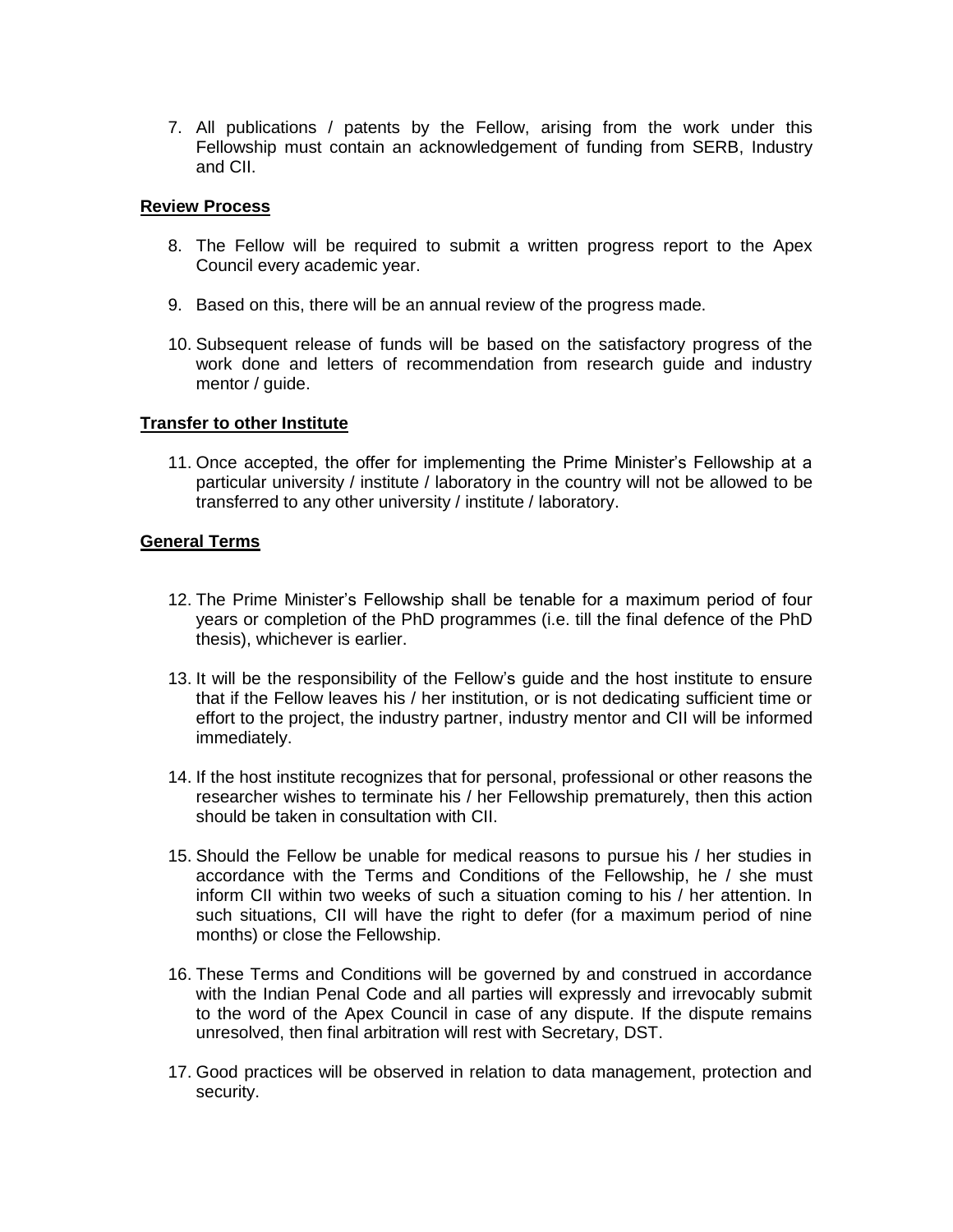7. All publications / patents by the Fellow, arising from the work under this Fellowship must contain an acknowledgement of funding from SERB, Industry and CII.

**Review Process**

8. The Fellow will be required to submit a written progress report to the Apex Council every academic year.

9. Based on this, there will be an annual review of the progress made.

10. Subsequent release of funds will be based on the satisfactory progress of the work done and letters of recommendation from research guide and industry mentor / guide.

**Transfer to other Institute**

11. Once accepted, the offer for implementing the Prime Minister's Fellowship at a particular university / institute / laboratory in the country will not be allowed to be transferred to any other university / institute / laboratory.

**General Terms**

12. The Prime Minister's Fellowship shall be tenable for a maximum period of four years or completion of the PhD programmes (i.e. till the final defence of the PhD thesis), whichever is earlier.

13. It will be the responsibility of the Fellow's guide and the host institute to ensure that if the Fellow leaves his / her institution, or is not dedicating sufficient time or effort to the project, the industry partner, industry mentor and CII will be informed immediately.

14. If the host institute recognizes that for personal, professional or other reasons the researcher wishes to terminate his / her Fellowship prematurely, then this action should be taken in consultation with CII.

15. Should the Fellow be unable for medical reasons to pursue his / her studies in accordance with the Terms and Conditions of the Fellowship, he / she must inform CII within two weeks of such a situation coming to his / her attention. In such situations, CII will have the right to defer (for a maximum period of nine months) or close the Fellowship.

16. These Terms and Conditions will be governed by and construed in accordance with the Indian Penal Code and all parties will expressly and irrevocably submit to the word of the Apex Council in case of any dispute. If the dispute remains unresolved, then final arbitration will rest with Secretary, DST.

17. Good practices will be observed in relation to data management, protection and security.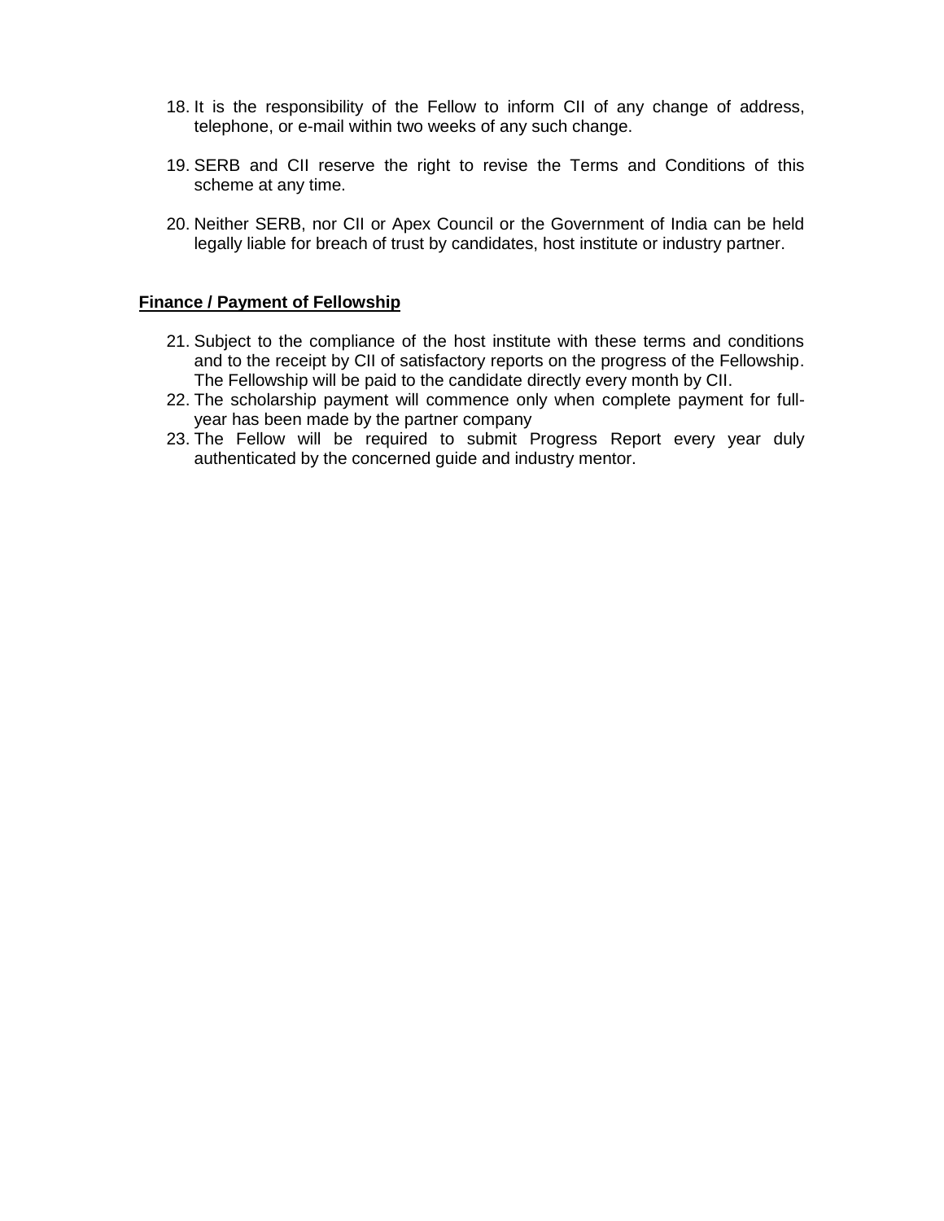18. It is the responsibility of the Fellow to inform CII of any change of address, telephone, or e-mail within two weeks of any such change.

19. SERB and CII reserve the right to revise the Terms and Conditions of this scheme at any time.

20. Neither SERB, nor CII or Apex Council or the Government of India can be held legally liable for breach of trust by candidates, host institute or industry partner.

**Finance / Payment of Fellowship**

21. Subject to the compliance of the host institute with these terms and conditions and to the receipt by CII of satisfactory reports on the progress of the Fellowship. The Fellowship will be paid to the candidate directly every month by CII.
22. The scholarship payment will commence only when complete payment for full-year has been made by the partner company
23. The Fellow will be required to submit Progress Report every year duly authenticated by the concerned guide and industry mentor.